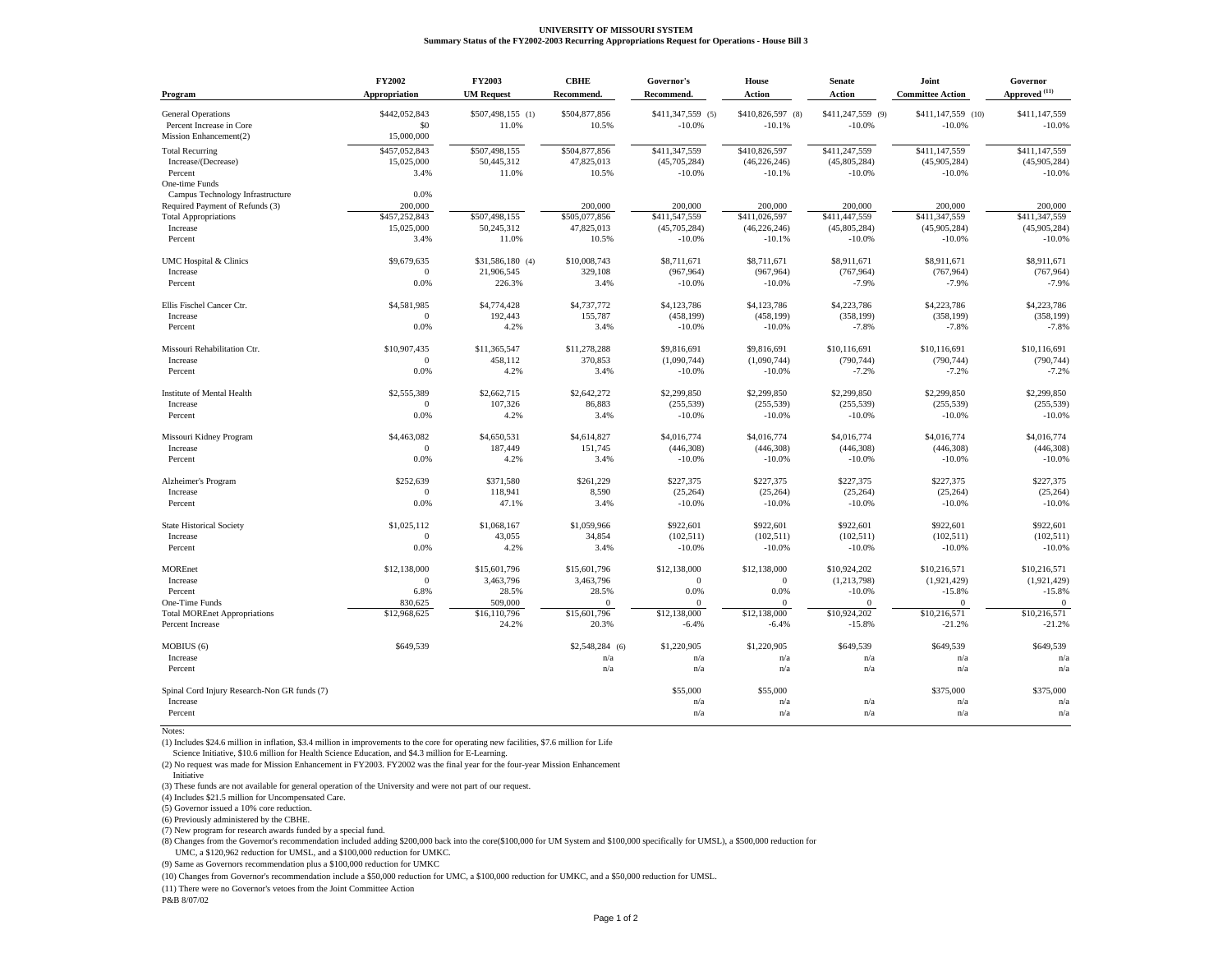**UNIVERSITY OF MISSOURI SYSTEM**
**Summary Status of the FY2002-2003 Recurring Appropriations Request for Operations - House Bill 3**

| Program | FY2002 Appropriation | FY2003 UM Request | CBHE Recommend. | Governor's Recommend. | House Action | Senate Action | Joint Committee Action | Governor Approved (11) |
|---|---|---|---|---|---|---|---|---|
| General Operations | $442,052,843 | $507,498,155 (1) | $504,877,856 | $411,347,559 (5) | $410,826,597 (8) | $411,247,559 (9) | $411,147,559 (10) | $411,147,559 |
| Percent Increase in Core | $0 | 11.0% | 10.5% | -10.0% | -10.1% | -10.0% | -10.0% | -10.0% |
| Mission Enhancement(2) | 15,000,000 | | | | | | | |
| Total Recurring | $457,052,843 | $507,498,155 | $504,877,856 | $411,347,559 | $410,826,597 | $411,247,559 | $411,147,559 | $411,147,559 |
| Increase/(Decrease) | 15,025,000 | 50,445,312 | 47,825,013 | (45,705,284) | (46,226,246) | (45,805,284) | (45,905,284) | (45,905,284) |
| Percent | 3.4% | 11.0% | 10.5% | -10.0% | -10.1% | -10.0% | -10.0% | -10.0% |
| One-time Funds | | | | | | | | |
| Campus Technology Infrastructure | 0.0% | | | | | | | |
| Required Payment of Refunds (3) | 200,000 | | 200,000 | 200,000 | 200,000 | 200,000 | 200,000 | 200,000 |
| Total Appropriations | $457,252,843 | $507,498,155 | $505,077,856 | $411,547,559 | $411,026,597 | $411,447,559 | $411,347,559 | $411,347,559 |
| Increase | 15,025,000 | 50,245,312 | 47,825,013 | (45,705,284) | (46,226,246) | (45,805,284) | (45,905,284) | (45,905,284) |
| Percent | 3.4% | 11.0% | 10.5% | -10.0% | -10.1% | -10.0% | -10.0% | -10.0% |
| UMC Hospital & Clinics | $9,679,635 | $31,586,180 (4) | $10,008,743 | $8,711,671 | $8,711,671 | $8,911,671 | $8,911,671 | $8,911,671 |
| Increase | 0 | 21,906,545 | 329,108 | (967,964) | (967,964) | (767,964) | (767,964) | (767,964) |
| Percent | 0.0% | 226.3% | 3.4% | -10.0% | -10.0% | -7.9% | -7.9% | -7.9% |
| Ellis Fischel Cancer Ctr. | $4,581,985 | $4,774,428 | $4,737,772 | $4,123,786 | $4,123,786 | $4,223,786 | $4,223,786 | $4,223,786 |
| Increase | 0 | 192,443 | 155,787 | (458,199) | (458,199) | (358,199) | (358,199) | (358,199) |
| Percent | 0.0% | 4.2% | 3.4% | -10.0% | -10.0% | -7.8% | -7.8% | -7.8% |
| Missouri Rehabilitation Ctr. | $10,907,435 | $11,365,547 | $11,278,288 | $9,816,691 | $9,816,691 | $10,116,691 | $10,116,691 | $10,116,691 |
| Increase | 0 | 458,112 | 370,853 | (1,090,744) | (1,090,744) | (790,744) | (790,744) | (790,744) |
| Percent | 0.0% | 4.2% | 3.4% | -10.0% | -10.0% | -7.2% | -7.2% | -7.2% |
| Institute of Mental Health | $2,555,389 | $2,662,715 | $2,642,272 | $2,299,850 | $2,299,850 | $2,299,850 | $2,299,850 | $2,299,850 |
| Increase | 0 | 107,326 | 86,883 | (255,539) | (255,539) | (255,539) | (255,539) | (255,539) |
| Percent | 0.0% | 4.2% | 3.4% | -10.0% | -10.0% | -10.0% | -10.0% | -10.0% |
| Missouri Kidney Program | $4,463,082 | $4,650,531 | $4,614,827 | $4,016,774 | $4,016,774 | $4,016,774 | $4,016,774 | $4,016,774 |
| Increase | 0 | 187,449 | 151,745 | (446,308) | (446,308) | (446,308) | (446,308) | (446,308) |
| Percent | 0.0% | 4.2% | 3.4% | -10.0% | -10.0% | -10.0% | -10.0% | -10.0% |
| Alzheimer's Program | $252,639 | $371,580 | $261,229 | $227,375 | $227,375 | $227,375 | $227,375 | $227,375 |
| Increase | 0 | 118,941 | 8,590 | (25,264) | (25,264) | (25,264) | (25,264) | (25,264) |
| Percent | 0.0% | 47.1% | 3.4% | -10.0% | -10.0% | -10.0% | -10.0% | -10.0% |
| State Historical Society | $1,025,112 | $1,068,167 | $1,059,966 | $922,601 | $922,601 | $922,601 | $922,601 | $922,601 |
| Increase | 0 | 43,055 | 34,854 | (102,511) | (102,511) | (102,511) | (102,511) | (102,511) |
| Percent | 0.0% | 4.2% | 3.4% | -10.0% | -10.0% | -10.0% | -10.0% | -10.0% |
| MOREnet | $12,138,000 | $15,601,796 | $15,601,796 | $12,138,000 | $12,138,000 | $10,924,202 | $10,216,571 | $10,216,571 |
| Increase | 0 | 3,463,796 | 3,463,796 | 0 | 0 | (1,213,798) | (1,921,429) | (1,921,429) |
| Percent | 6.8% | 28.5% | 28.5% | 0.0% | 0.0% | -10.0% | -15.8% | -15.8% |
| One-Time Funds | 830,625 | 509,000 | 0 | 0 | 0 | 0 | 0 | 0 |
| Total MOREnet Appropriations | $12,968,625 | $16,110,796 | $15,601,796 | $12,138,000 | $12,138,000 | $10,924,202 | $10,216,571 | $10,216,571 |
| Percent Increase | | 24.2% | 20.3% | -6.4% | -6.4% | -15.8% | -21.2% | -21.2% |
| MOBIUS (6) | $649,539 | | $2,548,284 (6) | $1,220,905 | $1,220,905 | $649,539 | $649,539 | $649,539 |
| Increase | | | n/a | n/a | n/a | n/a | n/a | n/a |
| Percent | | | n/a | n/a | n/a | n/a | n/a | n/a |
| Spinal Cord Injury Research-Non GR funds (7) | | | | $55,000 | $55,000 | | $375,000 | $375,000 |
| Increase | | | | n/a | n/a | n/a | n/a | n/a |
| Percent | | | | n/a | n/a | n/a | n/a | n/a |

Notes:

(1) Includes $24.6 million in inflation, $3.4 million in improvements to the core for operating new facilities, $7.6 million for Life Science Initiative, $10.6 million for Health Science Education, and $4.3 million for E-Learning.

(2) No request was made for Mission Enhancement in FY2003. FY2002 was the final year for the four-year Mission Enhancement Initiative

(3) These funds are not available for general operation of the University and were not part of our request.

(4) Includes $21.5 million for Uncompensated Care.

(5) Governor issued a 10% core reduction.

(6) Previously administered by the CBHE.

(7) New program for research awards funded by a special fund.

(8) Changes from the Governor's recommendation included adding $200,000 back into the core($100,000 for UM System and $100,000 specifically for UMSL), a $500,000 reduction for UMC, a $120,962 reduction for UMSL, and a $100,000 reduction for UMKC.

(9) Same as Governors recommendation plus a $100,000 reduction for UMKC

(10) Changes from Governor's recommendation include a $50,000 reduction for UMC, a $100,000 reduction for UMKC, and a $50,000 reduction for UMSL.

(11) There were no Governor's vetoes from the Joint Committee Action

P&B 8/07/02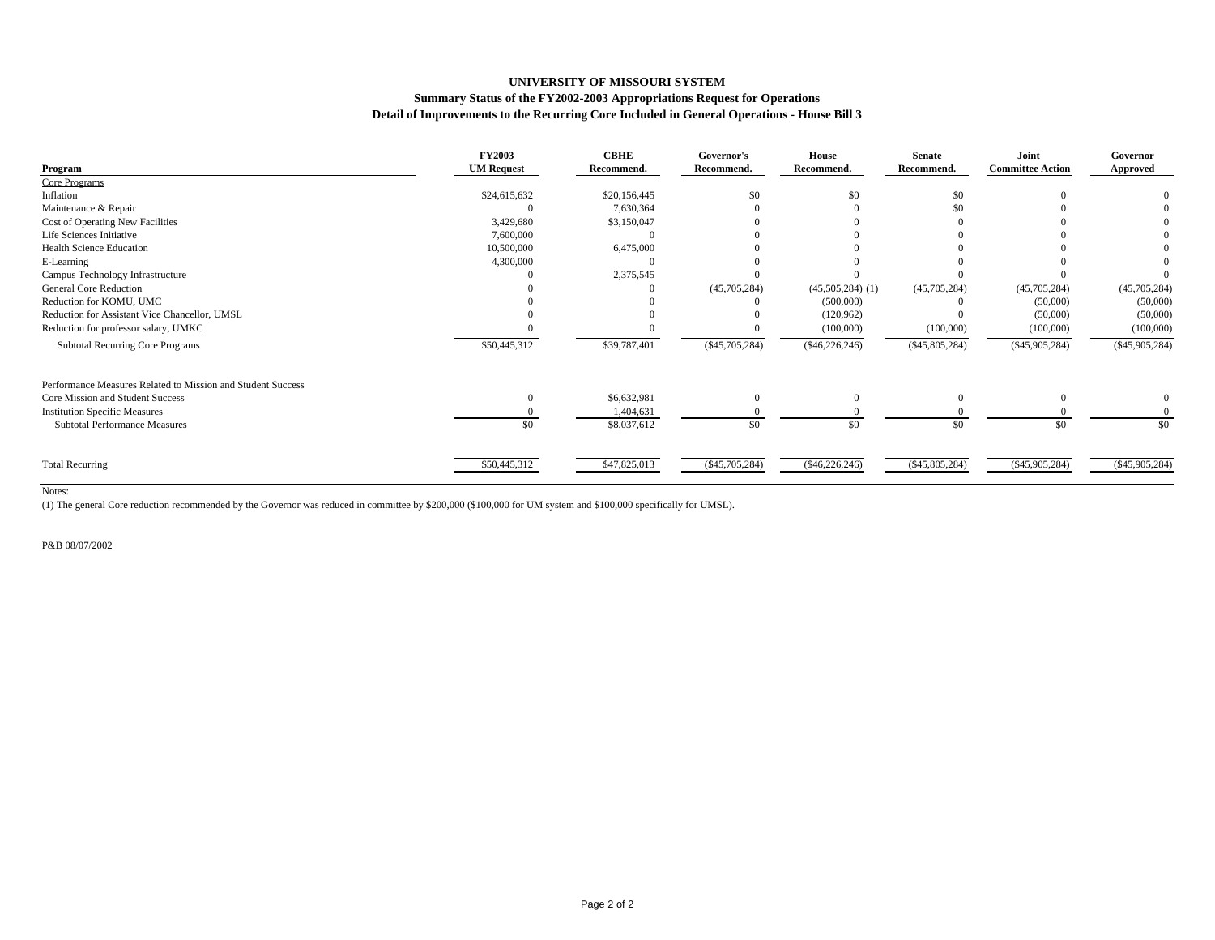# UNIVERSITY OF MISSOURI SYSTEM

## Summary Status of the FY2002-2003 Appropriations Request for Operations

### Detail of Improvements to the Recurring Core Included in General Operations - House Bill 3

| Program | FY2003 UM Request | CBHE Recommend. | Governor's Recommend. | House Recommend. | Senate Recommend. | Joint Committee Action | Governor Approved |
|---|---|---|---|---|---|---|---|
| Core Programs | | | | | | | |
| Inflation | $24,615,632 | $20,156,445 | $0 | $0 | $0 | 0 | 0 |
| Maintenance & Repair | 0 | 7,630,364 | 0 | 0 | $0 | 0 | 0 |
| Cost of Operating New Facilities | 3,429,680 | $3,150,047 | 0 | 0 | 0 | 0 | 0 |
| Life Sciences Initiative | 7,600,000 | 0 | 0 | 0 | 0 | 0 | 0 |
| Health Science Education | 10,500,000 | 6,475,000 | 0 | 0 | 0 | 0 | 0 |
| E-Learning | 4,300,000 | 0 | 0 | 0 | 0 | 0 | 0 |
| Campus Technology Infrastructure | 0 | 2,375,545 | 0 | 0 | 0 | 0 | 0 |
| General Core Reduction | 0 | 0 | (45,705,284) | (45,505,284) (1) | (45,705,284) | (45,705,284) | (45,705,284) |
| Reduction for KOMU, UMC | 0 | 0 | 0 | (500,000) | 0 | (50,000) | (50,000) |
| Reduction for Assistant Vice Chancellor, UMSL | 0 | 0 | 0 | (120,962) | 0 | (50,000) | (50,000) |
| Reduction for professor salary, UMKC | 0 | 0 | 0 | (100,000) | (100,000) | (100,000) | (100,000) |
| Subtotal Recurring Core Programs | $50,445,312 | $39,787,401 | ($45,705,284) | ($46,226,246) | ($45,805,284) | ($45,905,284) | ($45,905,284) |
| | | | | | | | |
| Performance Measures Related to Mission and Student Success | | | | | | | |
| Core Mission and Student Success | 0 | $6,632,981 | 0 | 0 | 0 | 0 | 0 |
| Institution Specific Measures | 0 | 1,404,631 | 0 | 0 | 0 | 0 | 0 |
| Subtotal Performance Measures | $0 | $8,037,612 | $0 | $0 | $0 | $0 | $0 |
| | | | | | | | |
| Total Recurring | $50,445,312 | $47,825,013 | ($45,705,284) | ($46,226,246) | ($45,805,284) | ($45,905,284) | ($45,905,284) |

Notes:

(1) The general Core reduction recommended by the Governor was reduced in committee by $200,000 ($100,000 for UM system and $100,000 specifically for UMSL).

P&B 08/07/2002